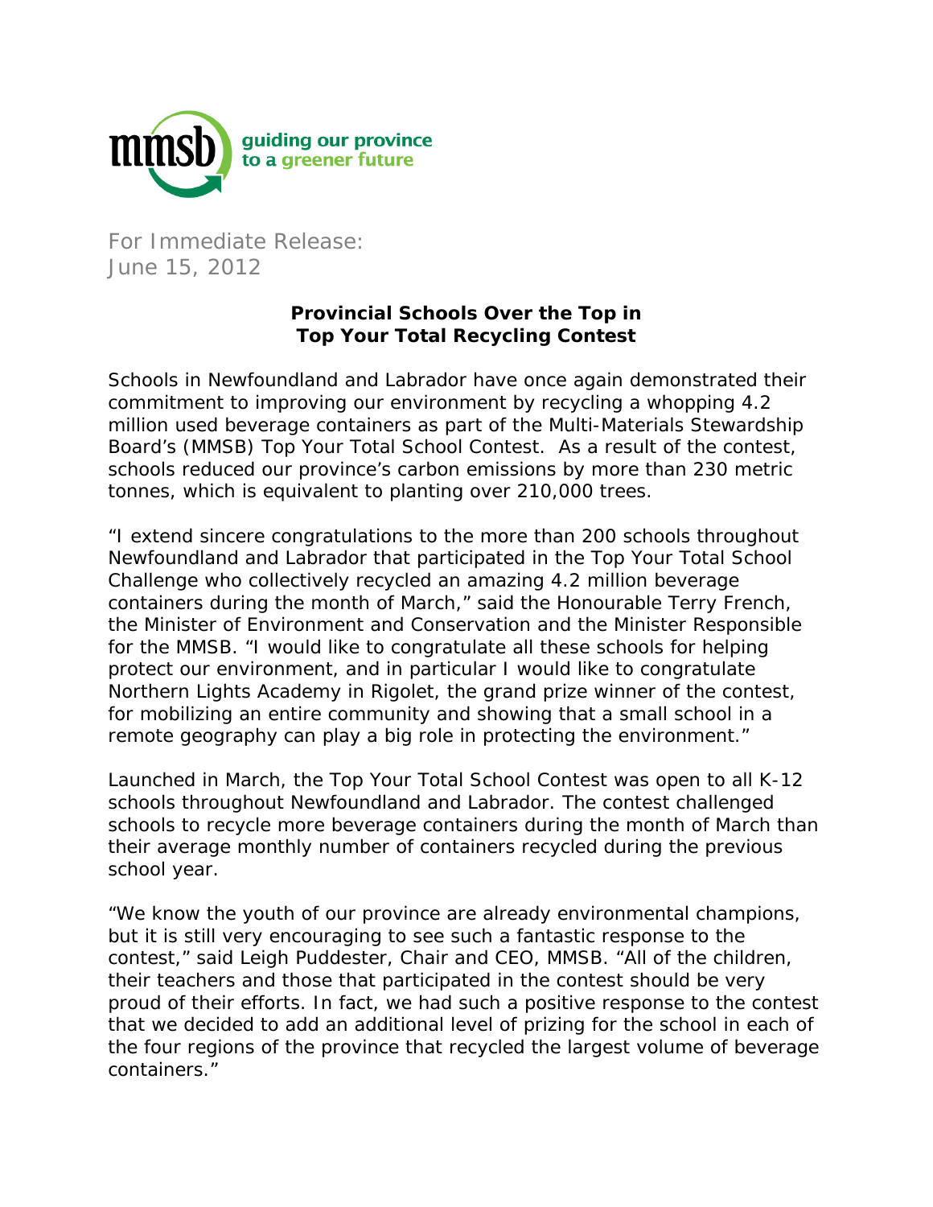mmsb guiding our province to a greener future

For Immediate Release:
June 15, 2012

## Provincial Schools Over the Top in Top Your Total Recycling Contest

Schools in Newfoundland and Labrador have once again demonstrated their commitment to improving our environment by recycling a whopping 4.2 million used beverage containers as part of the Multi-Materials Stewardship Board's (MMSB) Top Your Total School Contest. As a result of the contest, schools reduced our province's carbon emissions by more than 230 metric tonnes, which is equivalent to planting over 210,000 trees.

"I extend sincere congratulations to the more than 200 schools throughout Newfoundland and Labrador that participated in the Top Your Total School Challenge who collectively recycled an amazing 4.2 million beverage containers during the month of March," said the Honourable Terry French, the Minister of Environment and Conservation and the Minister Responsible for the MMSB. "I would like to congratulate all these schools for helping protect our environment, and in particular I would like to congratulate Northern Lights Academy in Rigolet, the grand prize winner of the contest, for mobilizing an entire community and showing that a small school in a remote geography can play a big role in protecting the environment."

Launched in March, the Top Your Total School Contest was open to all K-12 schools throughout Newfoundland and Labrador. The contest challenged schools to recycle more beverage containers during the month of March than their average monthly number of containers recycled during the previous school year.

"We know the youth of our province are already environmental champions, but it is still very encouraging to see such a fantastic response to the contest," said Leigh Puddester, Chair and CEO, MMSB. "All of the children, their teachers and those that participated in the contest should be very proud of their efforts. In fact, we had such a positive response to the contest that we decided to add an additional level of prizing for the school in each of the four regions of the province that recycled the largest volume of beverage containers."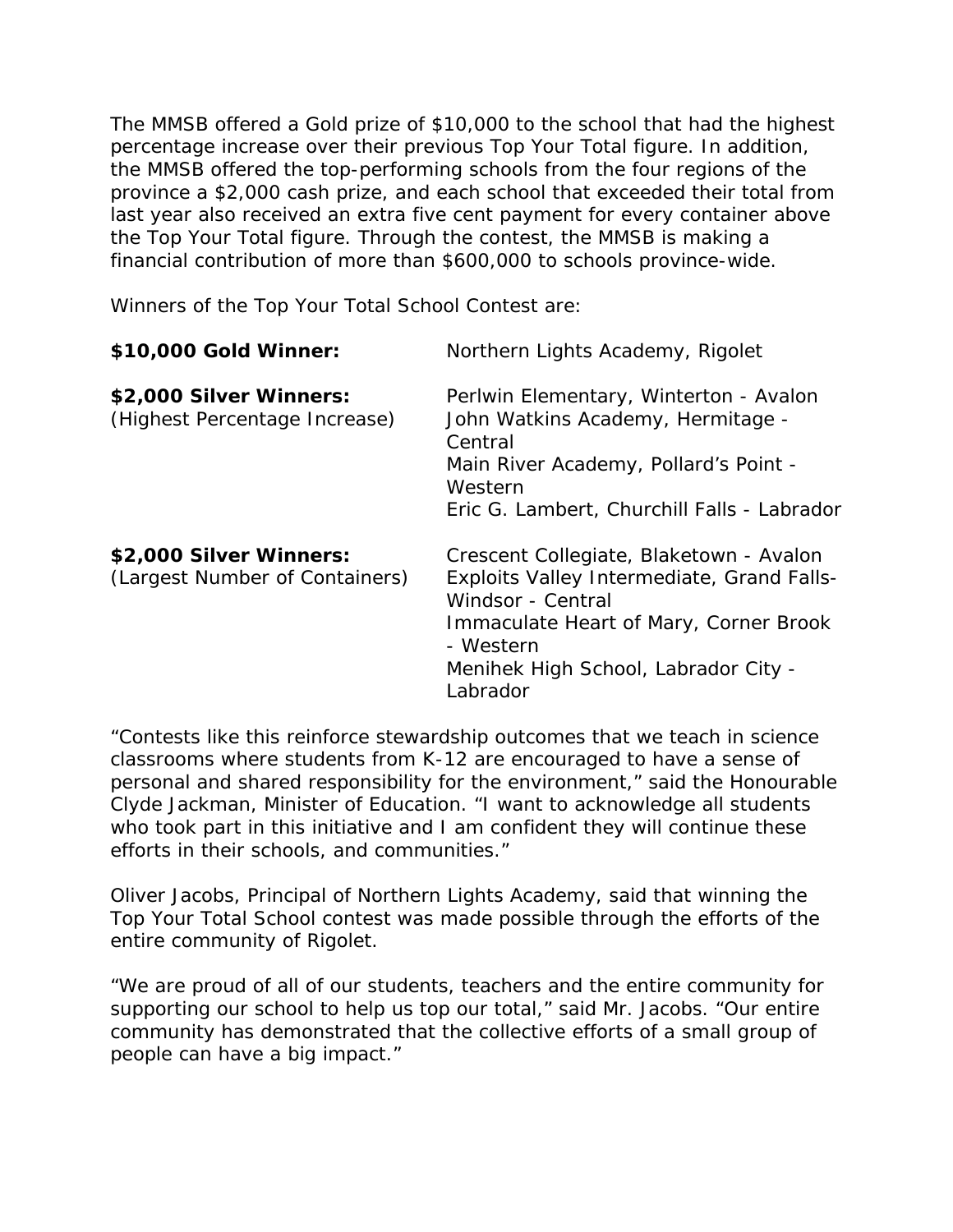The MMSB offered a Gold prize of $10,000 to the school that had the highest percentage increase over their previous Top Your Total figure. In addition, the MMSB offered the top-performing schools from the four regions of the province a $2,000 cash prize, and each school that exceeded their total from last year also received an extra five cent payment for every container above the Top Your Total figure. Through the contest, the MMSB is making a financial contribution of more than $600,000 to schools province-wide.

Winners of the Top Your Total School Contest are:

| | |
|---|---|
| **$10,000 Gold Winner:** | Northern Lights Academy, Rigolet |
| **$2,000 Silver Winners:**<br>(Highest Percentage Increase) | Perlwin Elementary, Winterton - Avalon<br>John Watkins Academy, Hermitage - Central<br>Main River Academy, Pollard's Point - Western<br>Eric G. Lambert, Churchill Falls - Labrador |
| **$2,000 Silver Winners:**<br>(Largest Number of Containers) | Crescent Collegiate, Blaketown - Avalon<br>Exploits Valley Intermediate, Grand Falls-Windsor - Central<br>Immaculate Heart of Mary, Corner Brook - Western<br>Menihek High School, Labrador City - Labrador |

"Contests like this reinforce stewardship outcomes that we teach in science classrooms where students from K-12 are encouraged to have a sense of personal and shared responsibility for the environment," said the Honourable Clyde Jackman, Minister of Education. "I want to acknowledge all students who took part in this initiative and I am confident they will continue these efforts in their schools, and communities."

Oliver Jacobs, Principal of Northern Lights Academy, said that winning the Top Your Total School contest was made possible through the efforts of the entire community of Rigolet.

"We are proud of all of our students, teachers and the entire community for supporting our school to help us top our total," said Mr. Jacobs. "Our entire community has demonstrated that the collective efforts of a small group of people can have a big impact."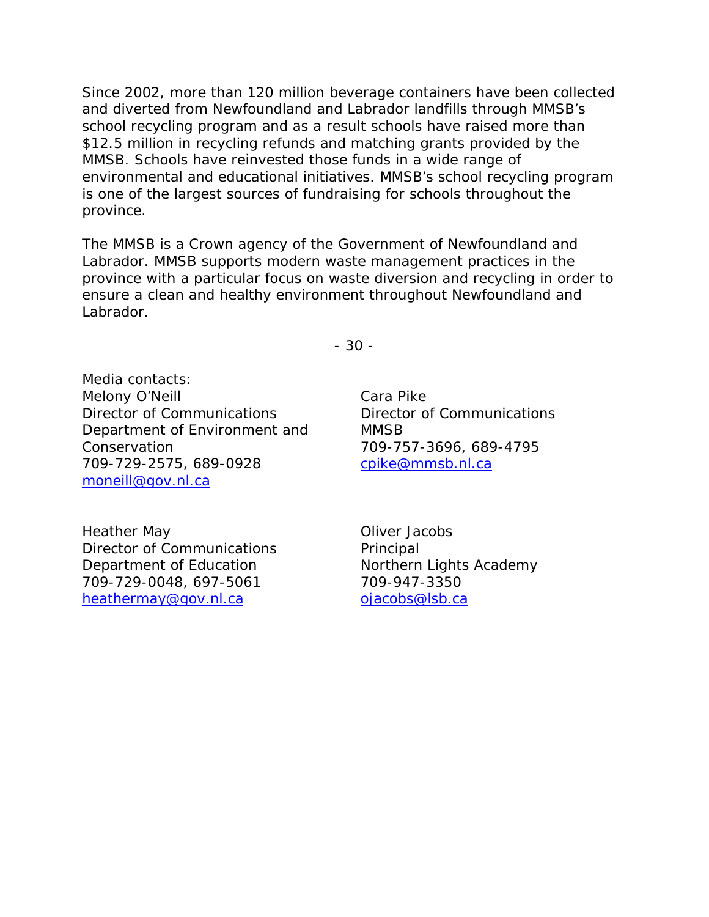Since 2002, more than 120 million beverage containers have been collected and diverted from Newfoundland and Labrador landfills through MMSB's school recycling program and as a result schools have raised more than $12.5 million in recycling refunds and matching grants provided by the MMSB. Schools have reinvested those funds in a wide range of environmental and educational initiatives. MMSB's school recycling program is one of the largest sources of fundraising for schools throughout the province.

The MMSB is a Crown agency of the Government of Newfoundland and Labrador. MMSB supports modern waste management practices in the province with a particular focus on waste diversion and recycling in order to ensure a clean and healthy environment throughout Newfoundland and Labrador.

\- 30 -

Media contacts:

Melony O'Neill
Director of Communications
Department of Environment and Conservation
709-729-2575, 689-0928
moneill@gov.nl.ca

Cara Pike
Director of Communications
MMSB
709-757-3696, 689-4795
cpike@mmsb.nl.ca

Heather May
Director of Communications
Department of Education
709-729-0048, 697-5061
heathermay@gov.nl.ca

Oliver Jacobs
Principal
Northern Lights Academy
709-947-3350
ojacobs@lsb.ca